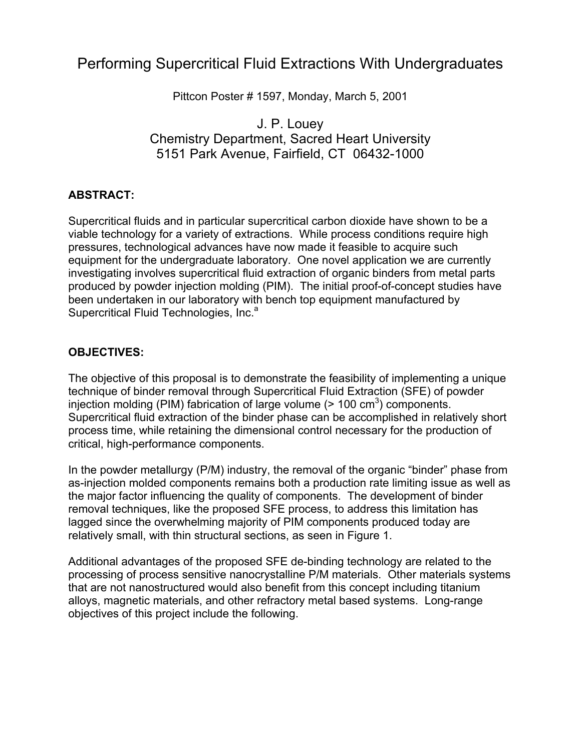# Performing Supercritical Fluid Extractions With Undergraduates

Pittcon Poster # 1597, Monday, March 5, 2001

J. P. Louey
Chemistry Department, Sacred Heart University
5151 Park Avenue, Fairfield, CT 06432-1000

**ABSTRACT:**

Supercritical fluids and in particular supercritical carbon dioxide have shown to be a viable technology for a variety of extractions. While process conditions require high pressures, technological advances have now made it feasible to acquire such equipment for the undergraduate laboratory. One novel application we are currently investigating involves supercritical fluid extraction of organic binders from metal parts produced by powder injection molding (PIM). The initial proof-of-concept studies have been undertaken in our laboratory with bench top equipment manufactured by Supercritical Fluid Technologies, Inc.[a]

**OBJECTIVES:**

The objective of this proposal is to demonstrate the feasibility of implementing a unique technique of binder removal through Supercritical Fluid Extraction (SFE) of powder injection molding (PIM) fabrication of large volume (> 100 $cm^3$) components. Supercritical fluid extraction of the binder phase can be accomplished in relatively short process time, while retaining the dimensional control necessary for the production of critical, high-performance components.

In the powder metallurgy (P/M) industry, the removal of the organic "binder" phase from as-injection molded components remains both a production rate limiting issue as well as the major factor influencing the quality of components. The development of binder removal techniques, like the proposed SFE process, to address this limitation has lagged since the overwhelming majority of PIM components produced today are relatively small, with thin structural sections, as seen in Figure 1.

Additional advantages of the proposed SFE de-binding technology are related to the processing of process sensitive nanocrystalline P/M materials. Other materials systems that are not nanostructured would also benefit from this concept including titanium alloys, magnetic materials, and other refractory metal based systems. Long-range objectives of this project include the following.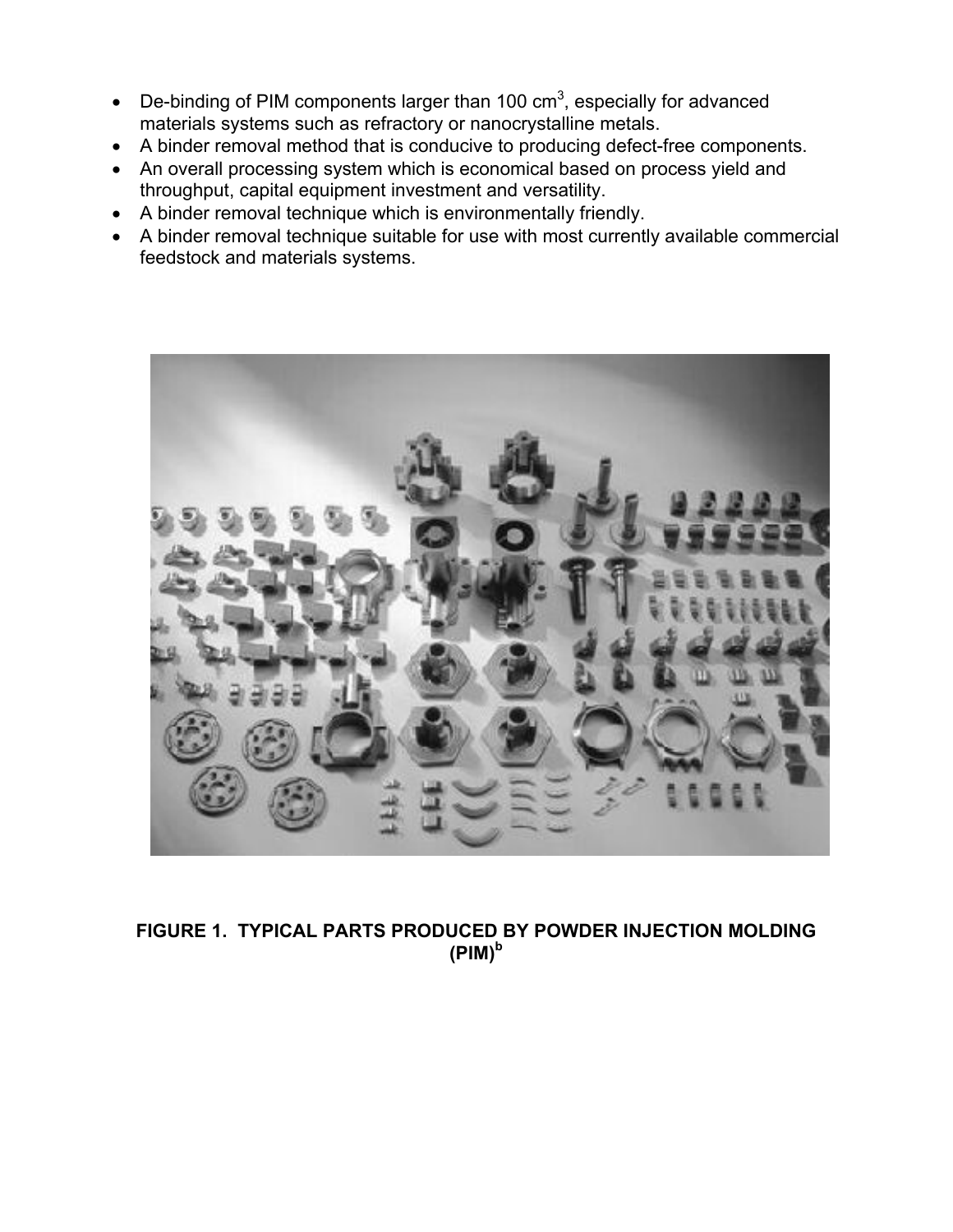- De-binding of PIM components larger than 100 $cm^3$, especially for advanced materials systems such as refractory or nanocrystalline metals.
- A binder removal method that is conducive to producing defect-free components.
- An overall processing system which is economical based on process yield and throughput, capital equipment investment and versatility.
- A binder removal technique which is environmentally friendly.
- A binder removal technique suitable for use with most currently available commercial feedstock and materials systems.

**FIGURE 1. TYPICAL PARTS PRODUCED BY POWDER INJECTION MOLDING (PIM)[b]**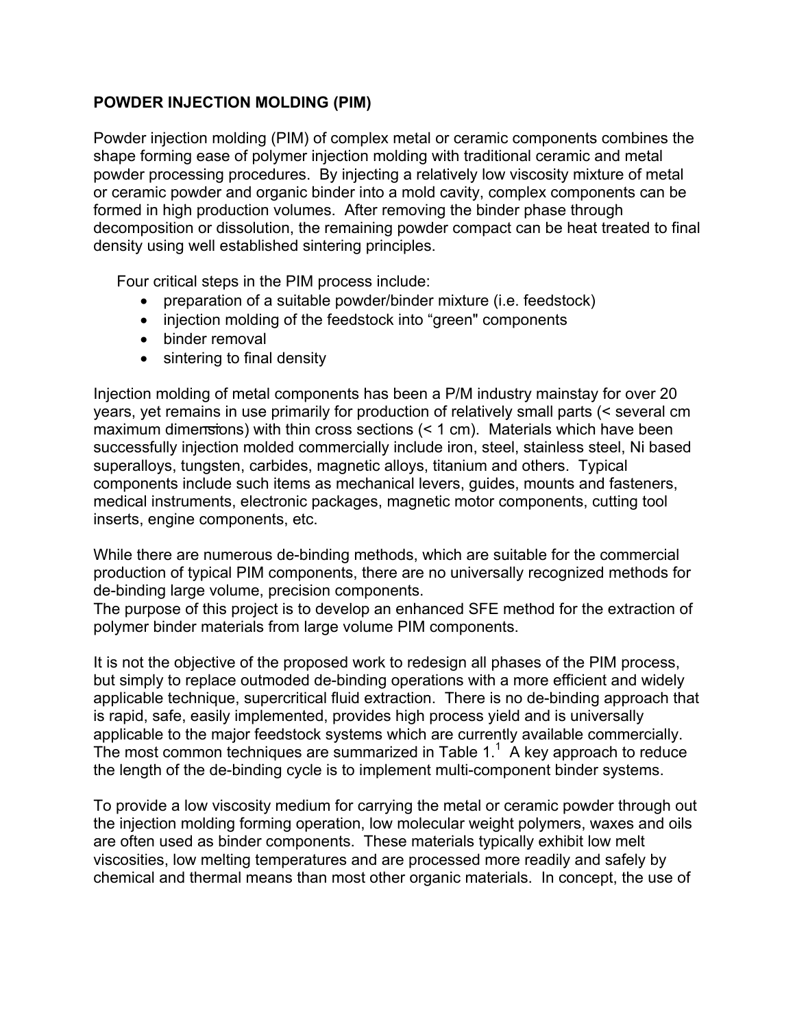**POWDER INJECTION MOLDING (PIM)**

Powder injection molding (PIM) of complex metal or ceramic components combines the shape forming ease of polymer injection molding with traditional ceramic and metal powder processing procedures. By injecting a relatively low viscosity mixture of metal or ceramic powder and organic binder into a mold cavity, complex components can be formed in high production volumes. After removing the binder phase through decomposition or dissolution, the remaining powder compact can be heat treated to final density using well established sintering principles.

Four critical steps in the PIM process include:

- preparation of a suitable powder/binder mixture (i.e. feedstock)
- injection molding of the feedstock into "green" components
- binder removal
- sintering to final density

Injection molding of metal components has been a P/M industry mainstay for over 20 years, yet remains in use primarily for production of relatively small parts (< several cm maximum dimensions) with thin cross sections (< 1 cm). Materials which have been successfully injection molded commercially include iron, steel, stainless steel, Ni based superalloys, tungsten, carbides, magnetic alloys, titanium and others. Typical components include such items as mechanical levers, guides, mounts and fasteners, medical instruments, electronic packages, magnetic motor components, cutting tool inserts, engine components, etc.

While there are numerous de-binding methods, which are suitable for the commercial production of typical PIM components, there are no universally recognized methods for de-binding large volume, precision components.
The purpose of this project is to develop an enhanced SFE method for the extraction of polymer binder materials from large volume PIM components.

It is not the objective of the proposed work to redesign all phases of the PIM process, but simply to replace outmoded de-binding operations with a more efficient and widely applicable technique, supercritical fluid extraction. There is no de-binding approach that is rapid, safe, easily implemented, provides high process yield and is universally applicable to the major feedstock systems which are currently available commercially. The most common techniques are summarized in Table 1.[1] A key approach to reduce the length of the de-binding cycle is to implement multi-component binder systems.

To provide a low viscosity medium for carrying the metal or ceramic powder through out the injection molding forming operation, low molecular weight polymers, waxes and oils are often used as binder components. These materials typically exhibit low melt viscosities, low melting temperatures and are processed more readily and safely by chemical and thermal means than most other organic materials. In concept, the use of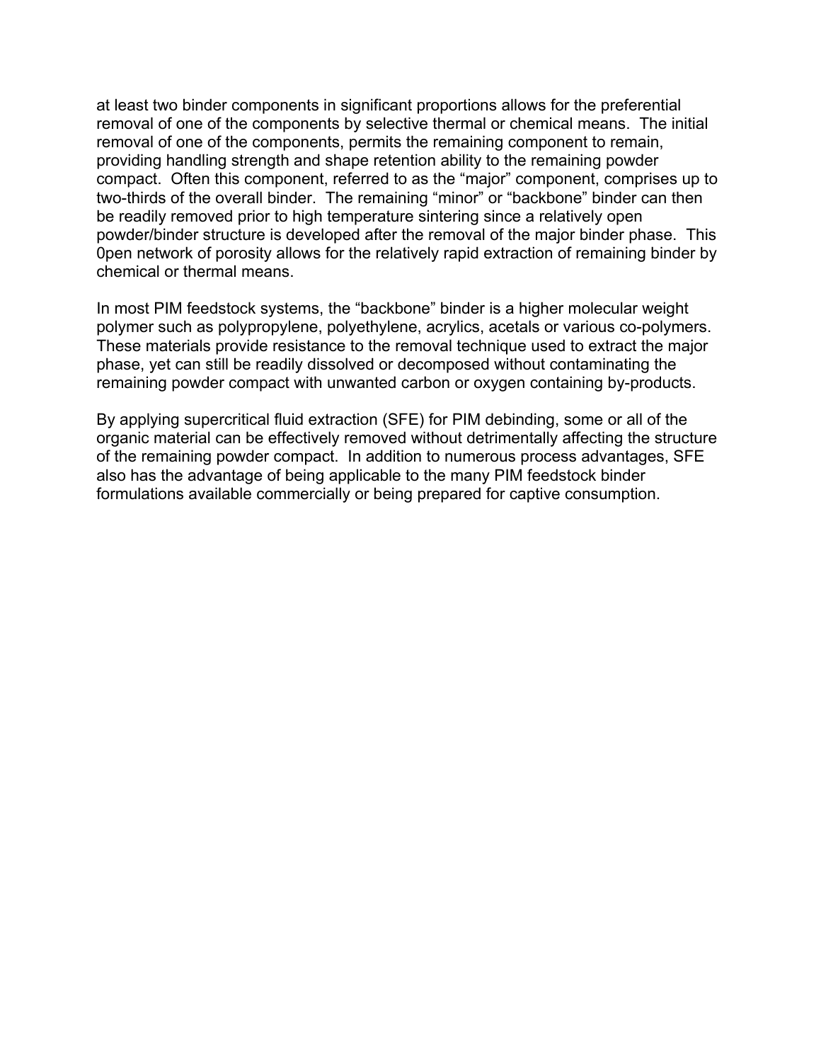at least two binder components in significant proportions allows for the preferential removal of one of the components by selective thermal or chemical means. The initial removal of one of the components, permits the remaining component to remain, providing handling strength and shape retention ability to the remaining powder compact. Often this component, referred to as the “major” component, comprises up to two-thirds of the overall binder. The remaining “minor” or “backbone” binder can then be readily removed prior to high temperature sintering since a relatively open powder/binder structure is developed after the removal of the major binder phase. This 0pen network of porosity allows for the relatively rapid extraction of remaining binder by chemical or thermal means.

In most PIM feedstock systems, the “backbone” binder is a higher molecular weight polymer such as polypropylene, polyethylene, acrylics, acetals or various co-polymers. These materials provide resistance to the removal technique used to extract the major phase, yet can still be readily dissolved or decomposed without contaminating the remaining powder compact with unwanted carbon or oxygen containing by-products.

By applying supercritical fluid extraction (SFE) for PIM debinding, some or all of the organic material can be effectively removed without detrimentally affecting the structure of the remaining powder compact. In addition to numerous process advantages, SFE also has the advantage of being applicable to the many PIM feedstock binder formulations available commercially or being prepared for captive consumption.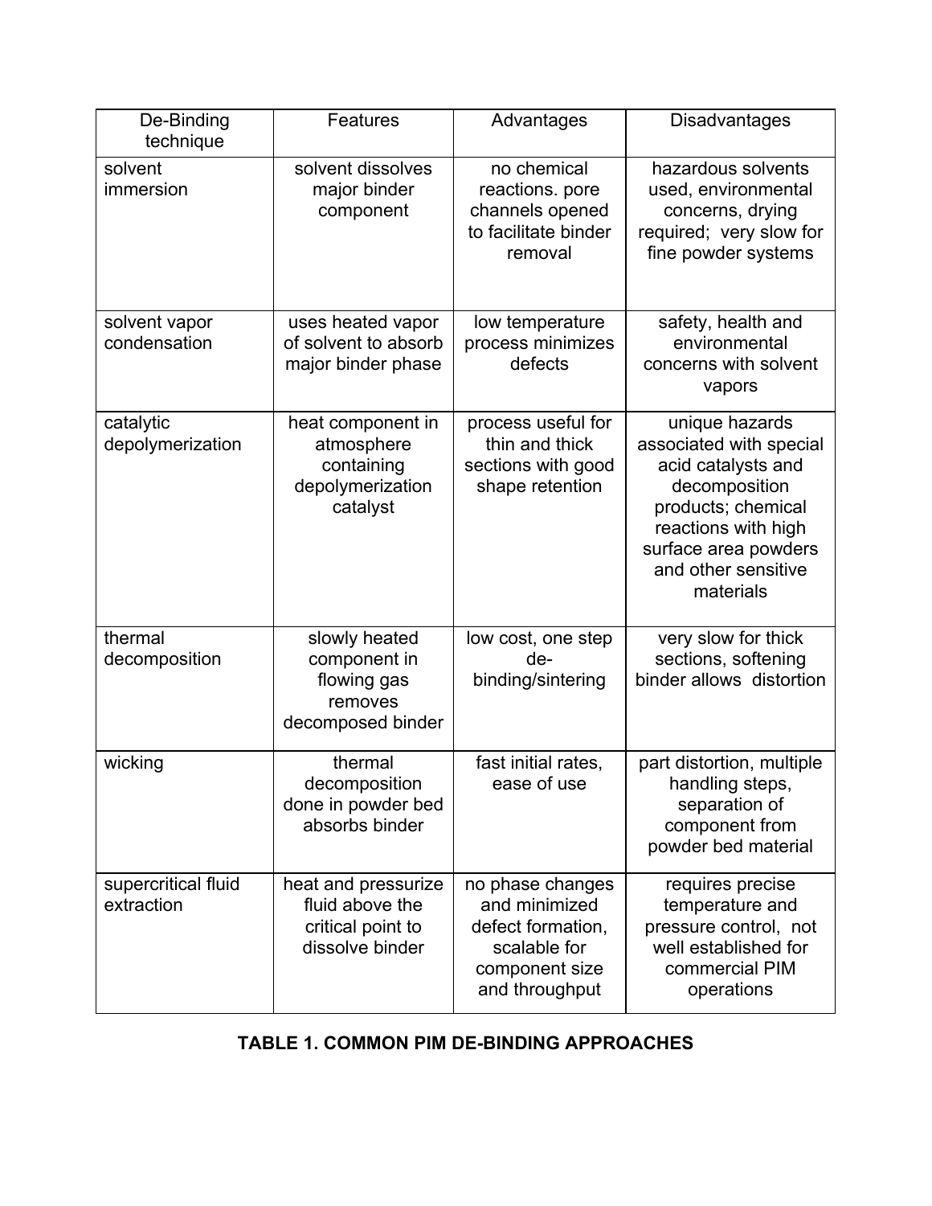| De-Binding technique | Features | Advantages | Disadvantages |
|---|---|---|---|
| solvent immersion | solvent dissolves major binder component | no chemical reactions. pore channels opened to facilitate binder removal | hazardous solvents used, environmental concerns, drying required; very slow for fine powder systems |
| solvent vapor condensation | uses heated vapor of solvent to absorb major binder phase | low temperature process minimizes defects | safety, health and environmental concerns with solvent vapors |
| catalytic depolymerization | heat component in atmosphere containing depolymerization catalyst | process useful for thin and thick sections with good shape retention | unique hazards associated with special acid catalysts and decomposition products; chemical reactions with high surface area powders and other sensitive materials |
| thermal decomposition | slowly heated component in flowing gas removes decomposed binder | low cost, one step de-binding/sintering | very slow for thick sections, softening binder allows distortion |
| wicking | thermal decomposition done in powder bed absorbs binder | fast initial rates, ease of use | part distortion, multiple handling steps, separation of component from powder bed material |
| supercritical fluid extraction | heat and pressurize fluid above the critical point to dissolve binder | no phase changes and minimized defect formation, scalable for component size and throughput | requires precise temperature and pressure control, not well established for commercial PIM operations |

**TABLE 1. COMMON PIM DE-BINDING APPROACHES**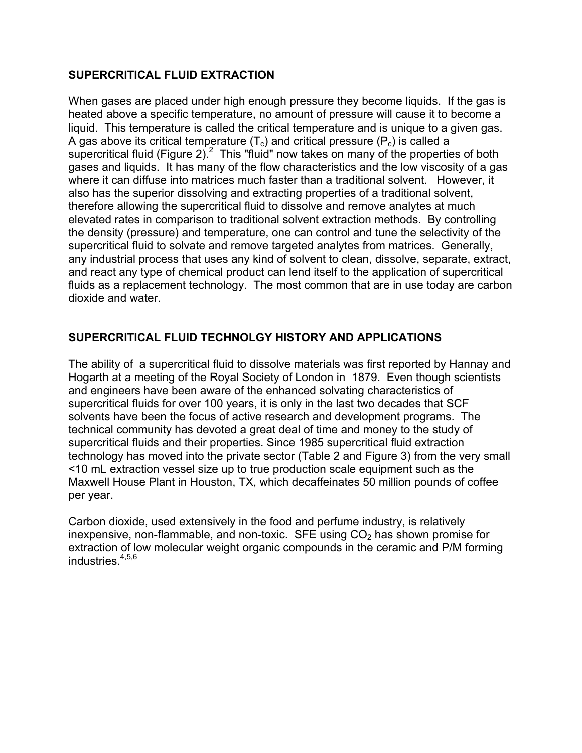## SUPERCRITICAL FLUID EXTRACTION

When gases are placed under high enough pressure they become liquids. If the gas is heated above a specific temperature, no amount of pressure will cause it to become a liquid. This temperature is called the critical temperature and is unique to a given gas. A gas above its critical temperature ($T_c$) and critical pressure ($P_c$) is called a supercritical fluid (Figure 2).[2] This "fluid" now takes on many of the properties of both gases and liquids. It has many of the flow characteristics and the low viscosity of a gas where it can diffuse into matrices much faster than a traditional solvent. However, it also has the superior dissolving and extracting properties of a traditional solvent, therefore allowing the supercritical fluid to dissolve and remove analytes at much elevated rates in comparison to traditional solvent extraction methods. By controlling the density (pressure) and temperature, one can control and tune the selectivity of the supercritical fluid to solvate and remove targeted analytes from matrices. Generally, any industrial process that uses any kind of solvent to clean, dissolve, separate, extract, and react any type of chemical product can lend itself to the application of supercritical fluids as a replacement technology. The most common that are in use today are carbon dioxide and water.

## SUPERCRITICAL FLUID TECHNOLGY HISTORY AND APPLICATIONS

The ability of a supercritical fluid to dissolve materials was first reported by Hannay and Hogarth at a meeting of the Royal Society of London in 1879. Even though scientists and engineers have been aware of the enhanced solvating characteristics of supercritical fluids for over 100 years, it is only in the last two decades that SCF solvents have been the focus of active research and development programs. The technical community has devoted a great deal of time and money to the study of supercritical fluids and their properties. Since 1985 supercritical fluid extraction technology has moved into the private sector (Table 2 and Figure 3) from the very small <10 mL extraction vessel size up to true production scale equipment such as the Maxwell House Plant in Houston, TX, which decaffeinates 50 million pounds of coffee per year.

Carbon dioxide, used extensively in the food and perfume industry, is relatively inexpensive, non-flammable, and non-toxic. SFE using $CO_2$ has shown promise for extraction of low molecular weight organic compounds in the ceramic and P/M forming industries.[4,5,6]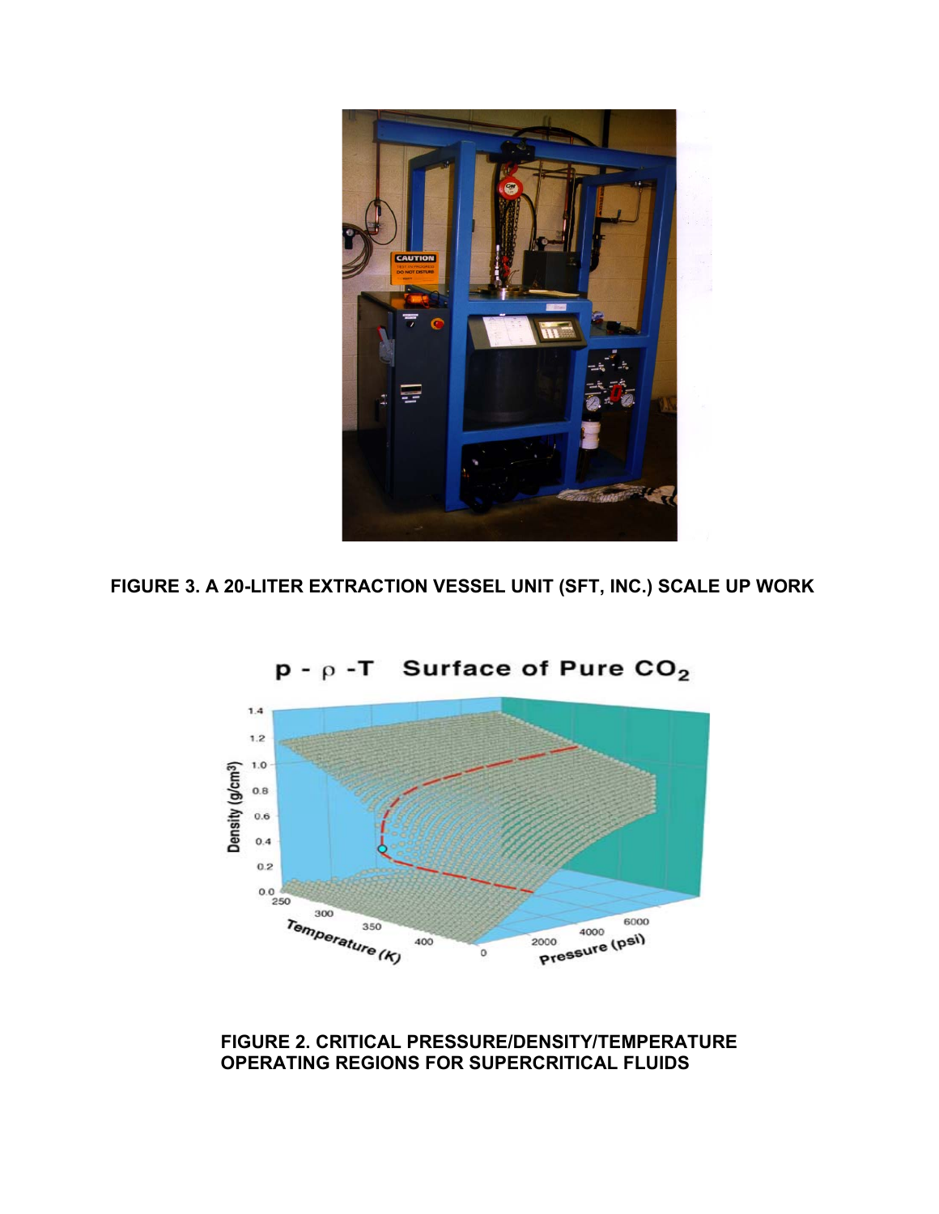**FIGURE 3. A 20-LITER EXTRACTION VESSEL UNIT (SFT, INC.) SCALE UP WORK**

**FIGURE 2. CRITICAL PRESSURE/DENSITY/TEMPERATURE OPERATING REGIONS FOR SUPERCRITICAL FLUIDS**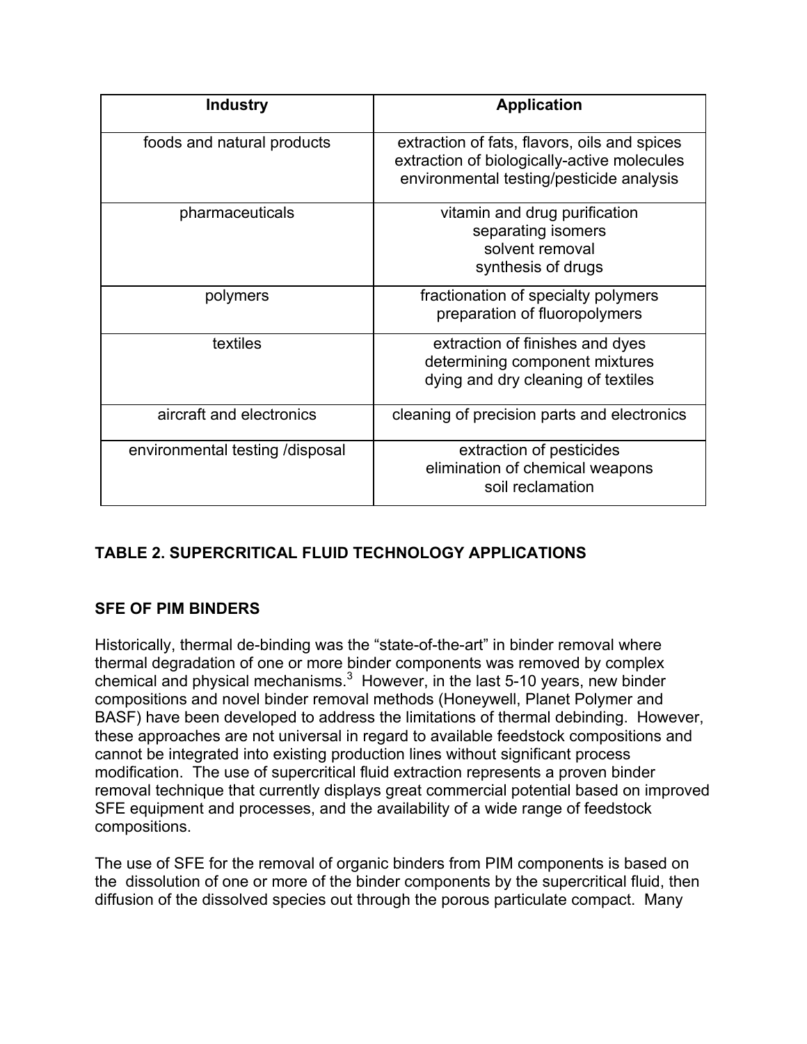| Industry | Application |
|---|---|
| foods and natural products | extraction of fats, flavors, oils and spices<br>extraction of biologically-active molecules<br>environmental testing/pesticide analysis |
| pharmaceuticals | vitamin and drug purification<br>separating isomers<br>solvent removal<br>synthesis of drugs |
| polymers | fractionation of specialty polymers<br>preparation of fluoropolymers |
| textiles | extraction of finishes and dyes<br>determining component mixtures<br>dying and dry cleaning of textiles |
| aircraft and electronics | cleaning of precision parts and electronics |
| environmental testing /disposal | extraction of pesticides<br>elimination of chemical weapons<br>soil reclamation |

**TABLE 2. SUPERCRITICAL FLUID TECHNOLOGY APPLICATIONS**

## SFE OF PIM BINDERS

Historically, thermal de-binding was the "state-of-the-art" in binder removal where thermal degradation of one or more binder components was removed by complex chemical and physical mechanisms.[3] However, in the last 5-10 years, new binder compositions and novel binder removal methods (Honeywell, Planet Polymer and BASF) have been developed to address the limitations of thermal debinding. However, these approaches are not universal in regard to available feedstock compositions and cannot be integrated into existing production lines without significant process modification. The use of supercritical fluid extraction represents a proven binder removal technique that currently displays great commercial potential based on improved SFE equipment and processes, and the availability of a wide range of feedstock compositions.

The use of SFE for the removal of organic binders from PIM components is based on the dissolution of one or more of the binder components by the supercritical fluid, then diffusion of the dissolved species out through the porous particulate compact. Many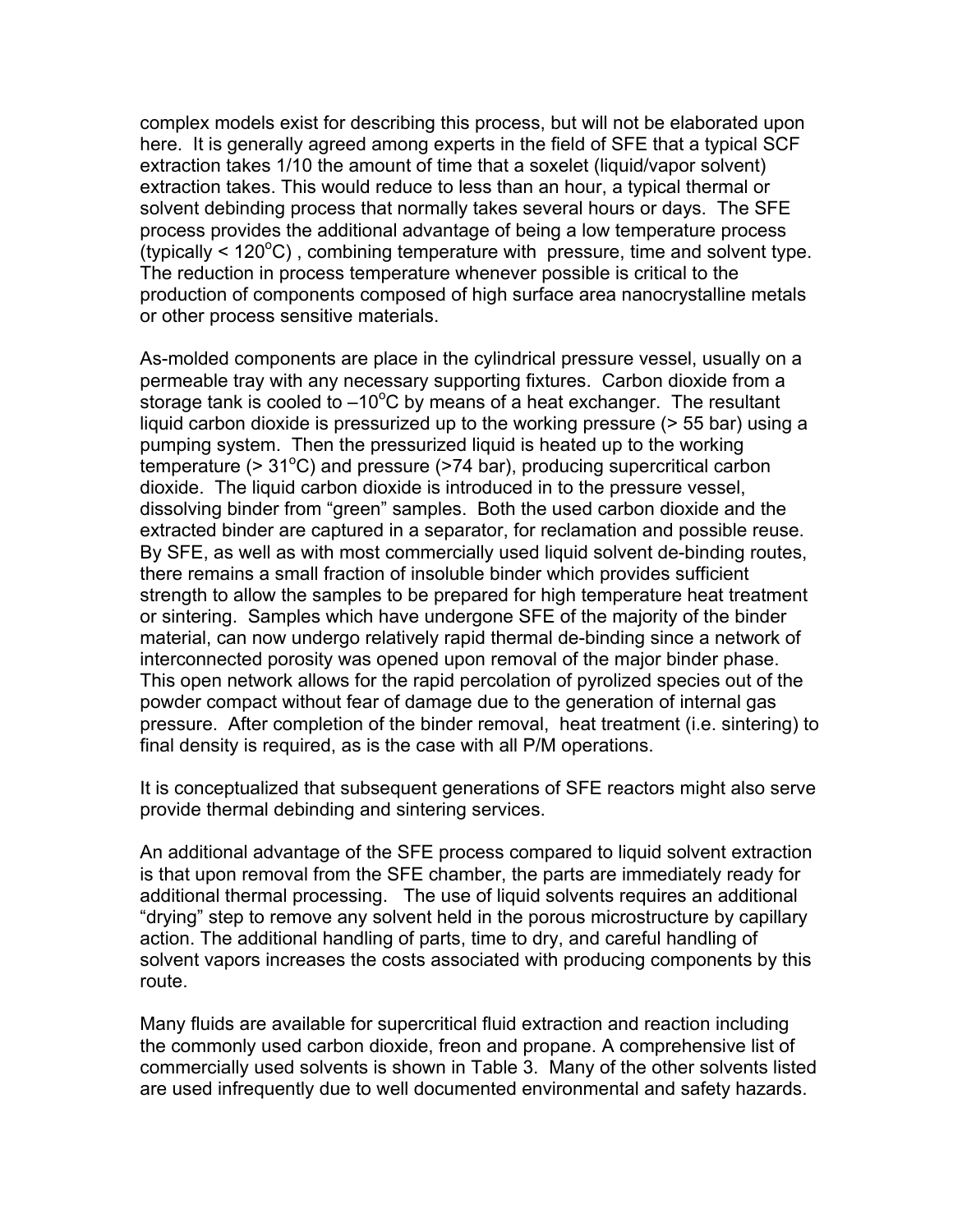complex models exist for describing this process, but will not be elaborated upon here. It is generally agreed among experts in the field of SFE that a typical SCF extraction takes 1/10 the amount of time that a soxelet (liquid/vapor solvent) extraction takes. This would reduce to less than an hour, a typical thermal or solvent debinding process that normally takes several hours or days. The SFE process provides the additional advantage of being a low temperature process (typically < 120$^o$C) , combining temperature with pressure, time and solvent type. The reduction in process temperature whenever possible is critical to the production of components composed of high surface area nanocrystalline metals or other process sensitive materials.

As-molded components are place in the cylindrical pressure vessel, usually on a permeable tray with any necessary supporting fixtures. Carbon dioxide from a storage tank is cooled to –10$^o$C by means of a heat exchanger. The resultant liquid carbon dioxide is pressurized up to the working pressure (> 55 bar) using a pumping system. Then the pressurized liquid is heated up to the working temperature (> 31$^o$C) and pressure (>74 bar), producing supercritical carbon dioxide. The liquid carbon dioxide is introduced in to the pressure vessel, dissolving binder from "green" samples. Both the used carbon dioxide and the extracted binder are captured in a separator, for reclamation and possible reuse. By SFE, as well as with most commercially used liquid solvent de-binding routes, there remains a small fraction of insoluble binder which provides sufficient strength to allow the samples to be prepared for high temperature heat treatment or sintering. Samples which have undergone SFE of the majority of the binder material, can now undergo relatively rapid thermal de-binding since a network of interconnected porosity was opened upon removal of the major binder phase. This open network allows for the rapid percolation of pyrolized species out of the powder compact without fear of damage due to the generation of internal gas pressure. After completion of the binder removal, heat treatment (i.e. sintering) to final density is required, as is the case with all P/M operations.

It is conceptualized that subsequent generations of SFE reactors might also serve provide thermal debinding and sintering services.

An additional advantage of the SFE process compared to liquid solvent extraction is that upon removal from the SFE chamber, the parts are immediately ready for additional thermal processing. The use of liquid solvents requires an additional "drying" step to remove any solvent held in the porous microstructure by capillary action. The additional handling of parts, time to dry, and careful handling of solvent vapors increases the costs associated with producing components by this route.

Many fluids are available for supercritical fluid extraction and reaction including the commonly used carbon dioxide, freon and propane. A comprehensive list of commercially used solvents is shown in Table 3. Many of the other solvents listed are used infrequently due to well documented environmental and safety hazards.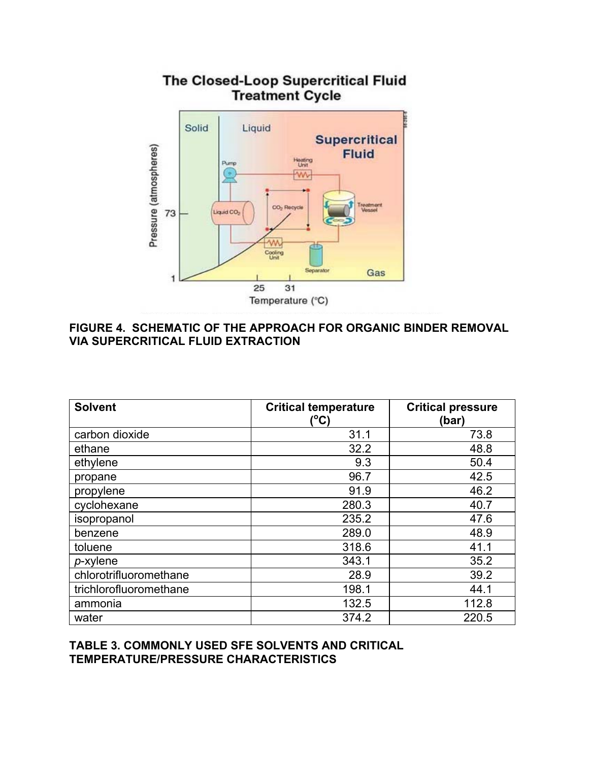**FIGURE 4. SCHEMATIC OF THE APPROACH FOR ORGANIC BINDER REMOVAL VIA SUPERCRITICAL FLUID EXTRACTION**

| Solvent | Critical temperature (°C) | Critical pressure (bar) |
| --- | --- | --- |
| carbon dioxide | 31.1 | 73.8 |
| ethane | 32.2 | 48.8 |
| ethylene | 9.3 | 50.4 |
| propane | 96.7 | 42.5 |
| propylene | 91.9 | 46.2 |
| cyclohexane | 280.3 | 40.7 |
| isopropanol | 235.2 | 47.6 |
| benzene | 289.0 | 48.9 |
| toluene | 318.6 | 41.1 |
| *p*-xylene | 343.1 | 35.2 |
| chlorotrifluoromethane | 28.9 | 39.2 |
| trichlorofluoromethane | 198.1 | 44.1 |
| ammonia | 132.5 | 112.8 |
| water | 374.2 | 220.5 |

**TABLE 3. COMMONLY USED SFE SOLVENTS AND CRITICAL TEMPERATURE/PRESSURE CHARACTERISTICS**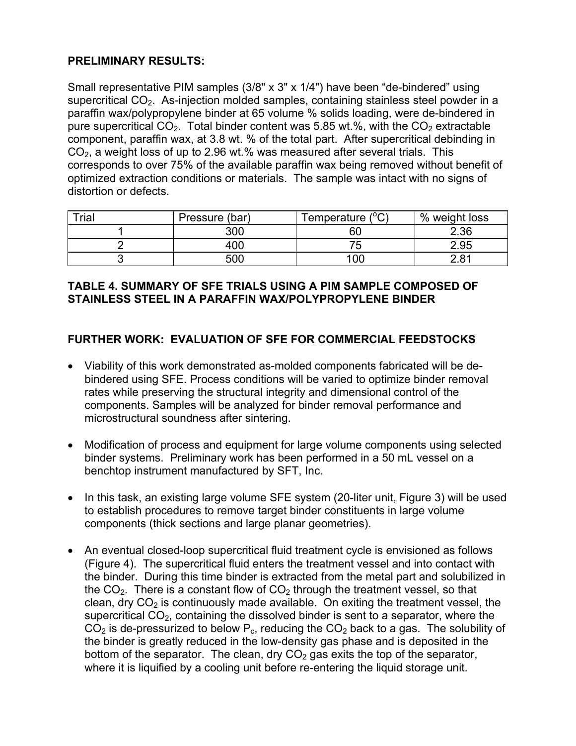**PRELIMINARY RESULTS:**

Small representative PIM samples (3/8" x 3" x 1/4") have been "de-bindered" using supercritical $CO_2$. As-injection molded samples, containing stainless steel powder in a paraffin wax/polypropylene binder at 65 volume % solids loading, were de-bindered in pure supercritical $CO_2$. Total binder content was 5.85 wt.%, with the $CO_2$ extractable component, paraffin wax, at 3.8 wt. % of the total part. After supercritical debinding in $CO_2$, a weight loss of up to 2.96 wt.% was measured after several trials. This corresponds to over 75% of the available paraffin wax being removed without benefit of optimized extraction conditions or materials. The sample was intact with no signs of distortion or defects.

| Trial | Pressure (bar) | Temperature ($^{o}$C) | % weight loss |
|---|---|---|---|
| 1 | 300 | 60 | 2.36 |
| 2 | 400 | 75 | 2.95 |
| 3 | 500 | 100 | 2.81 |

**TABLE 4. SUMMARY OF SFE TRIALS USING A PIM SAMPLE COMPOSED OF STAINLESS STEEL IN A PARAFFIN WAX/POLYPROPYLENE BINDER**

**FURTHER WORK: EVALUATION OF SFE FOR COMMERCIAL FEEDSTOCKS**

- Viability of this work demonstrated as-molded components fabricated will be de-bindered using SFE. Process conditions will be varied to optimize binder removal rates while preserving the structural integrity and dimensional control of the components. Samples will be analyzed for binder removal performance and microstructural soundness after sintering.

- Modification of process and equipment for large volume components using selected binder systems. Preliminary work has been performed in a 50 mL vessel on a benchtop instrument manufactured by SFT, Inc.

- In this task, an existing large volume SFE system (20-liter unit, Figure 3) will be used to establish procedures to remove target binder constituents in large volume components (thick sections and large planar geometries).

- An eventual closed-loop supercritical fluid treatment cycle is envisioned as follows (Figure 4). The supercritical fluid enters the treatment vessel and into contact with the binder. During this time binder is extracted from the metal part and solubilized in the $CO_2$. There is a constant flow of $CO_2$ through the treatment vessel, so that clean, dry $CO_2$ is continuously made available. On exiting the treatment vessel, the supercritical $CO_2$, containing the dissolved binder is sent to a separator, where the $CO_2$ is de-pressurized to below $P_c$, reducing the $CO_2$ back to a gas. The solubility of the binder is greatly reduced in the low-density gas phase and is deposited in the bottom of the separator. The clean, dry $CO_2$ gas exits the top of the separator, where it is liquified by a cooling unit before re-entering the liquid storage unit.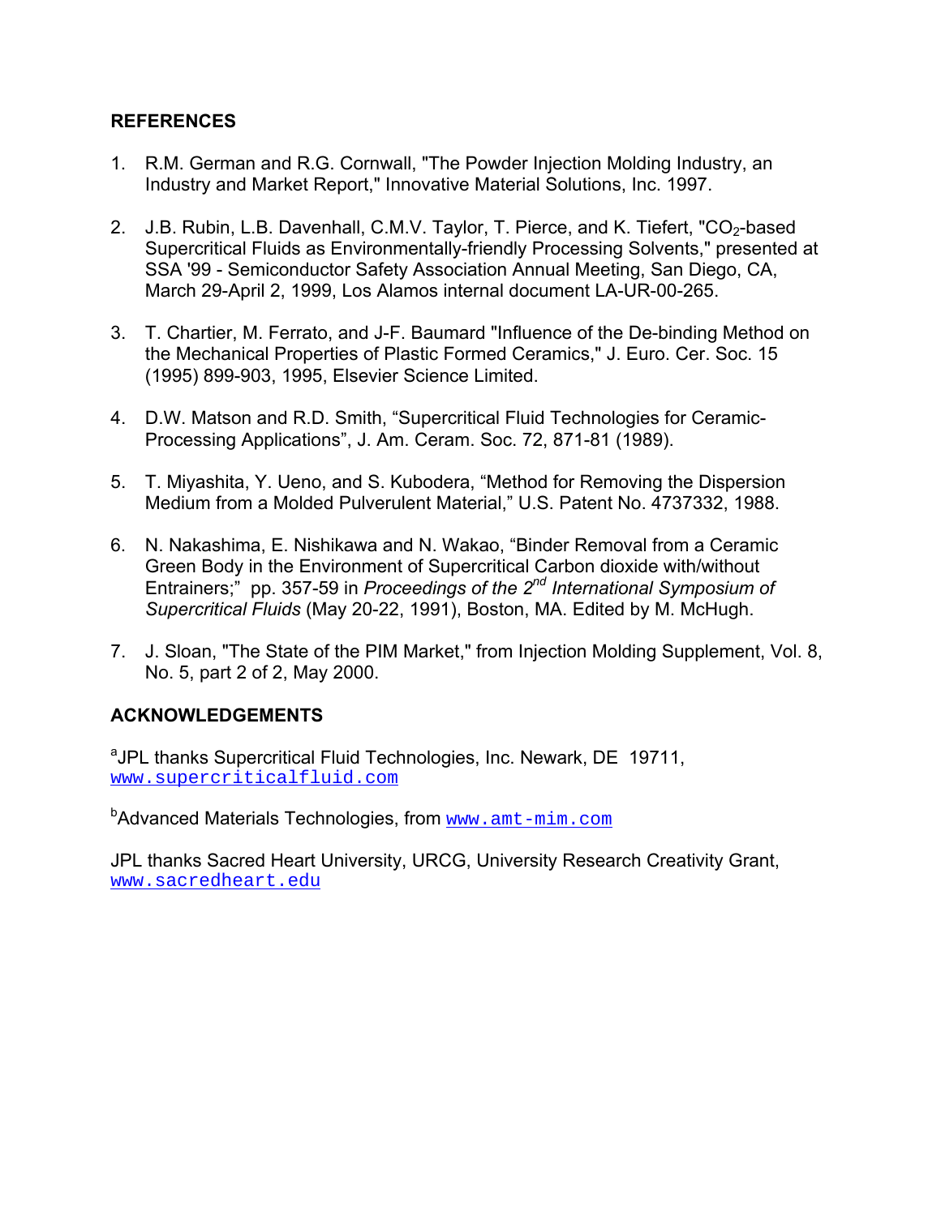## REFERENCES

1. R.M. German and R.G. Cornwall, "The Powder Injection Molding Industry, an Industry and Market Report," Innovative Material Solutions, Inc. 1997.

2. J.B. Rubin, L.B. Davenhall, C.M.V. Taylor, T. Pierce, and K. Tiefert, "$CO_2$-based Supercritical Fluids as Environmentally-friendly Processing Solvents," presented at SSA '99 - Semiconductor Safety Association Annual Meeting, San Diego, CA, March 29-April 2, 1999, Los Alamos internal document LA-UR-00-265.

3. T. Chartier, M. Ferrato, and J-F. Baumard "Influence of the De-binding Method on the Mechanical Properties of Plastic Formed Ceramics," J. Euro. Cer. Soc. 15 (1995) 899-903, 1995, Elsevier Science Limited.

4. D.W. Matson and R.D. Smith, "Supercritical Fluid Technologies for Ceramic-Processing Applications", J. Am. Ceram. Soc. 72, 871-81 (1989).

5. T. Miyashita, Y. Ueno, and S. Kubodera, "Method for Removing the Dispersion Medium from a Molded Pulverulent Material," U.S. Patent No. 4737332, 1988.

6. N. Nakashima, E. Nishikawa and N. Wakao, "Binder Removal from a Ceramic Green Body in the Environment of Supercritical Carbon dioxide with/without Entrainers;" pp. 357-59 in *Proceedings of the 2nd International Symposium of Supercritical Fluids* (May 20-22, 1991), Boston, MA. Edited by M. McHugh.

7. J. Sloan, "The State of the PIM Market," from Injection Molding Supplement, Vol. 8, No. 5, part 2 of 2, May 2000.

## ACKNOWLEDGEMENTS

[a]JPL thanks Supercritical Fluid Technologies, Inc. Newark, DE 19711, www.supercriticalfluid.com

[b]Advanced Materials Technologies, from www.amt-mim.com

JPL thanks Sacred Heart University, URCG, University Research Creativity Grant, www.sacredheart.edu